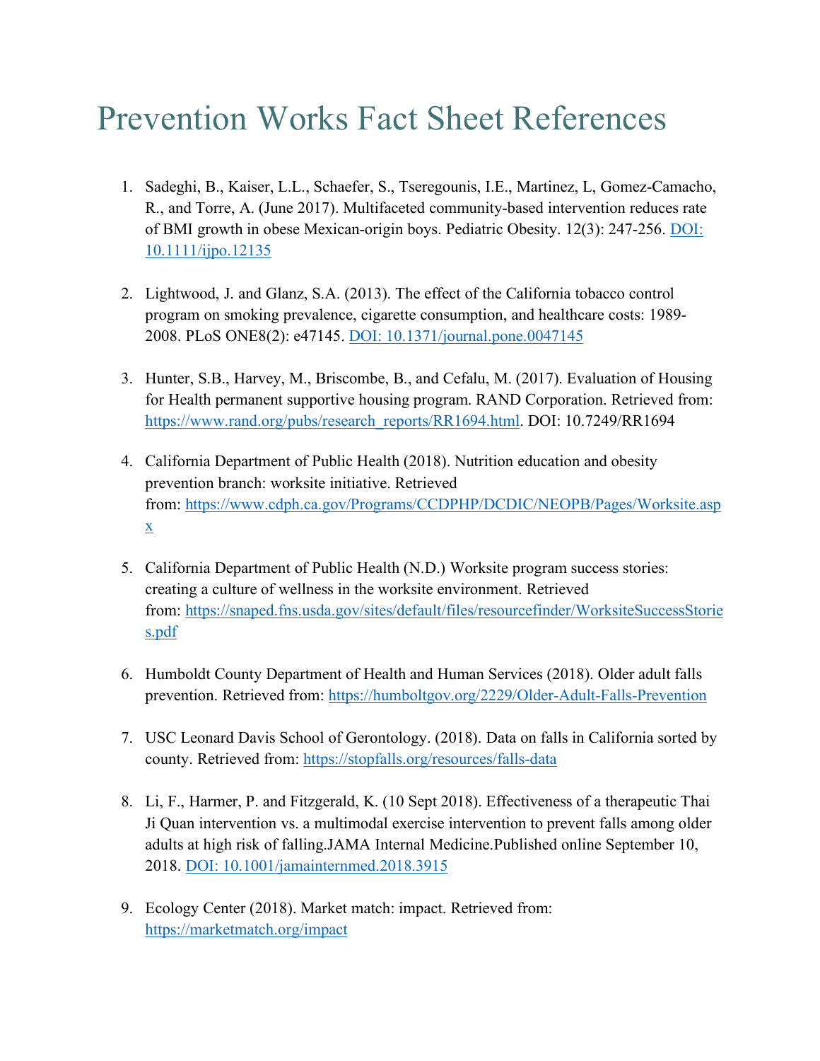# Prevention Works Fact Sheet References

1. Sadeghi, B., Kaiser, L.L., Schaefer, S., Tseregounis, I.E., Martinez, L, Gomez-Camacho, R., and Torre, A. (June 2017). Multifaceted community-based intervention reduces rate of BMI growth in obese Mexican-origin boys. Pediatric Obesity. 12(3): 247-256. DOI: 10.1111/ijpo.12135

2. Lightwood, J. and Glanz, S.A. (2013). The effect of the California tobacco control program on smoking prevalence, cigarette consumption, and healthcare costs: 1989-2008. PLoS ONE8(2): e47145. DOI: 10.1371/journal.pone.0047145

3. Hunter, S.B., Harvey, M., Briscombe, B., and Cefalu, M. (2017). Evaluation of Housing for Health permanent supportive housing program. RAND Corporation. Retrieved from: https://www.rand.org/pubs/research_reports/RR1694.html. DOI: 10.7249/RR1694

4. California Department of Public Health (2018). Nutrition education and obesity prevention branch: worksite initiative. Retrieved from: https://www.cdph.ca.gov/Programs/CCDPHP/DCDIC/NEOPB/Pages/Worksite.aspx

5. California Department of Public Health (N.D.) Worksite program success stories: creating a culture of wellness in the worksite environment. Retrieved from: https://snaped.fns.usda.gov/sites/default/files/resourcefinder/WorksiteSuccessStories.pdf

6. Humboldt County Department of Health and Human Services (2018). Older adult falls prevention. Retrieved from: https://humboltgov.org/2229/Older-Adult-Falls-Prevention

7. USC Leonard Davis School of Gerontology. (2018). Data on falls in California sorted by county. Retrieved from: https://stopfalls.org/resources/falls-data

8. Li, F., Harmer, P. and Fitzgerald, K. (10 Sept 2018). Effectiveness of a therapeutic Thai Ji Quan intervention vs. a multimodal exercise intervention to prevent falls among older adults at high risk of falling.JAMA Internal Medicine.Published online September 10, 2018. DOI: 10.1001/jamainternmed.2018.3915

9. Ecology Center (2018). Market match: impact. Retrieved from: https://marketmatch.org/impact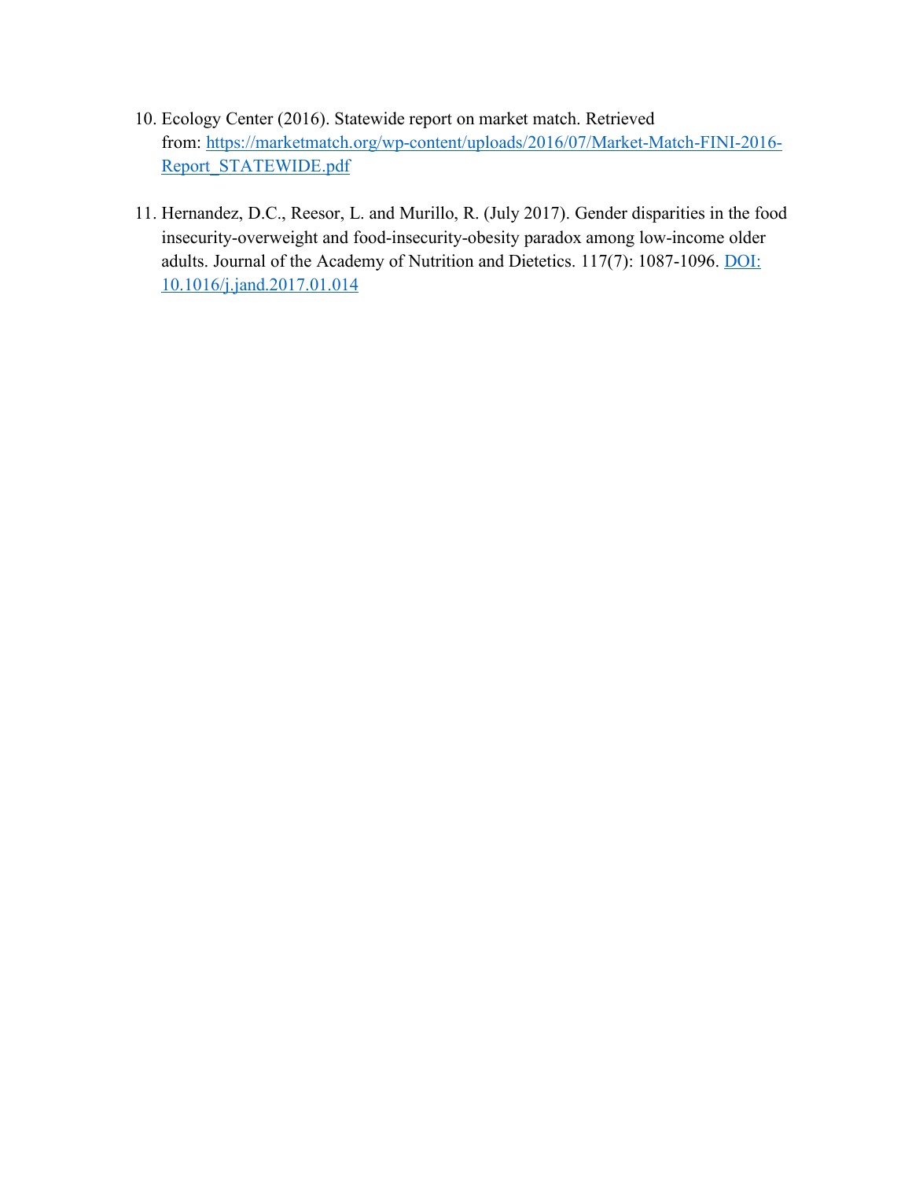10. Ecology Center (2016). Statewide report on market match. Retrieved from: [https://marketmatch.org/wp-content/uploads/2016/07/Market-Match-FINI-2016-Report_STATEWIDE.pdf](https://marketmatch.org/wp-content/uploads/2016/07/Market-Match-FINI-2016-Report_STATEWIDE.pdf)

11. Hernandez, D.C., Reesor, L. and Murillo, R. (July 2017). Gender disparities in the food insecurity-overweight and food-insecurity-obesity paradox among low-income older adults. Journal of the Academy of Nutrition and Dietetics. 117(7): 1087-1096. DOI: 10.1016/j.jand.2017.01.014